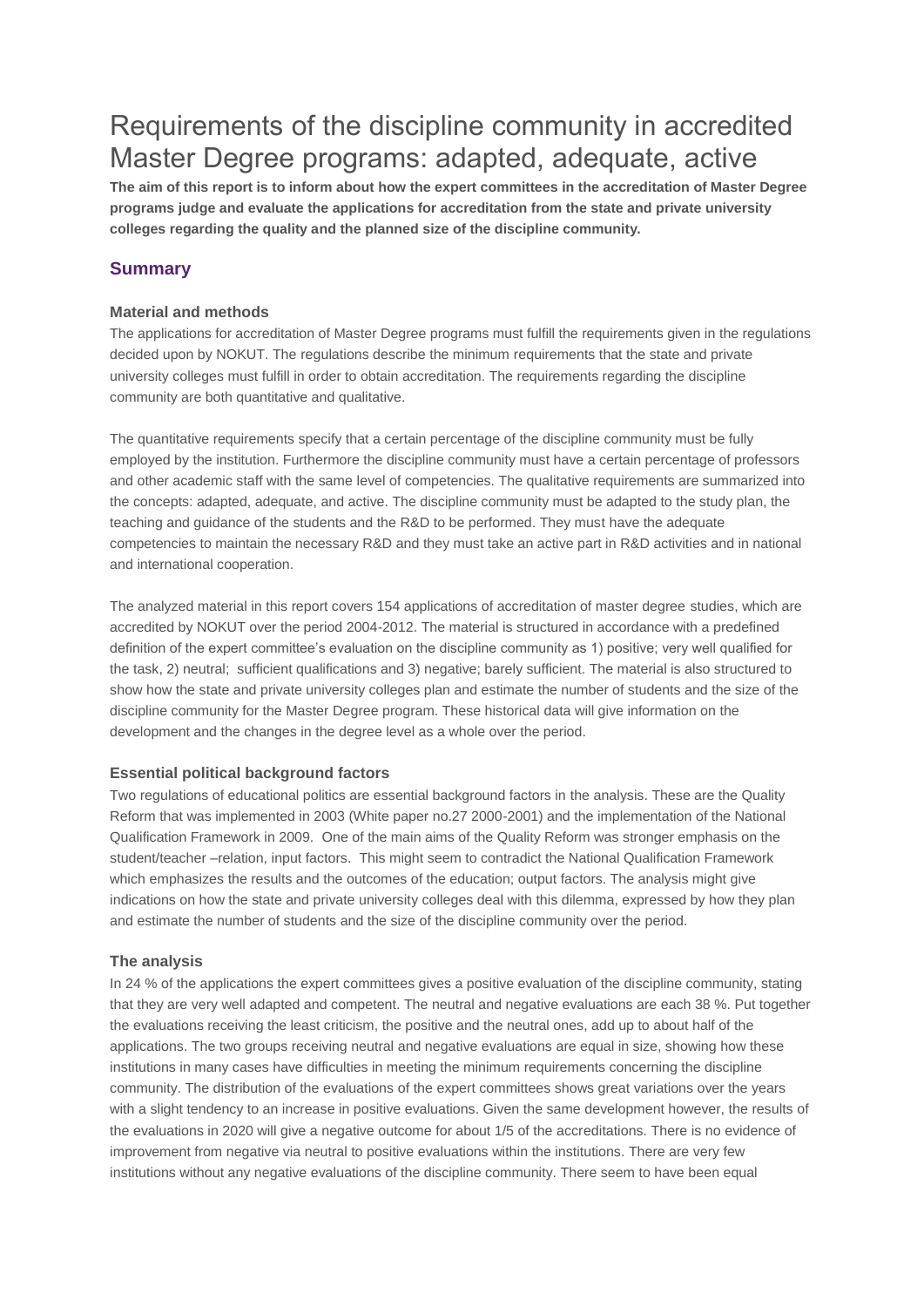# Requirements of the discipline community in accredited Master Degree programs: adapted, adequate, active

**The aim of this report is to inform about how the expert committees in the accreditation of Master Degree programs judge and evaluate the applications for accreditation from the state and private university colleges regarding the quality and the planned size of the discipline community.**

## Summary

### Material and methods

The applications for accreditation of Master Degree programs must fulfill the requirements given in the regulations decided upon by NOKUT. The regulations describe the minimum requirements that the state and private university colleges must fulfill in order to obtain accreditation. The requirements regarding the discipline community are both quantitative and qualitative.

The quantitative requirements specify that a certain percentage of the discipline community must be fully employed by the institution. Furthermore the discipline community must have a certain percentage of professors and other academic staff with the same level of competencies. The qualitative requirements are summarized into the concepts: adapted, adequate, and active. The discipline community must be adapted to the study plan, the teaching and guidance of the students and the R&D to be performed. They must have the adequate competencies to maintain the necessary R&D and they must take an active part in R&D activities and in national and international cooperation.

The analyzed material in this report covers 154 applications of accreditation of master degree studies, which are accredited by NOKUT over the period 2004-2012. The material is structured in accordance with a predefined definition of the expert committee's evaluation on the discipline community as 1) positive; very well qualified for the task, 2) neutral; sufficient qualifications and 3) negative; barely sufficient. The material is also structured to show how the state and private university colleges plan and estimate the number of students and the size of the discipline community for the Master Degree program. These historical data will give information on the development and the changes in the degree level as a whole over the period.

### Essential political background factors

Two regulations of educational politics are essential background factors in the analysis. These are the Quality Reform that was implemented in 2003 (White paper no.27 2000-2001) and the implementation of the National Qualification Framework in 2009. One of the main aims of the Quality Reform was stronger emphasis on the student/teacher –relation, input factors. This might seem to contradict the National Qualification Framework which emphasizes the results and the outcomes of the education; output factors. The analysis might give indications on how the state and private university colleges deal with this dilemma, expressed by how they plan and estimate the number of students and the size of the discipline community over the period.

### The analysis

In 24 % of the applications the expert committees gives a positive evaluation of the discipline community, stating that they are very well adapted and competent. The neutral and negative evaluations are each 38 %. Put together the evaluations receiving the least criticism, the positive and the neutral ones, add up to about half of the applications. The two groups receiving neutral and negative evaluations are equal in size, showing how these institutions in many cases have difficulties in meeting the minimum requirements concerning the discipline community. The distribution of the evaluations of the expert committees shows great variations over the years with a slight tendency to an increase in positive evaluations. Given the same development however, the results of the evaluations in 2020 will give a negative outcome for about 1/5 of the accreditations. There is no evidence of improvement from negative via neutral to positive evaluations within the institutions. There are very few institutions without any negative evaluations of the discipline community. There seem to have been equal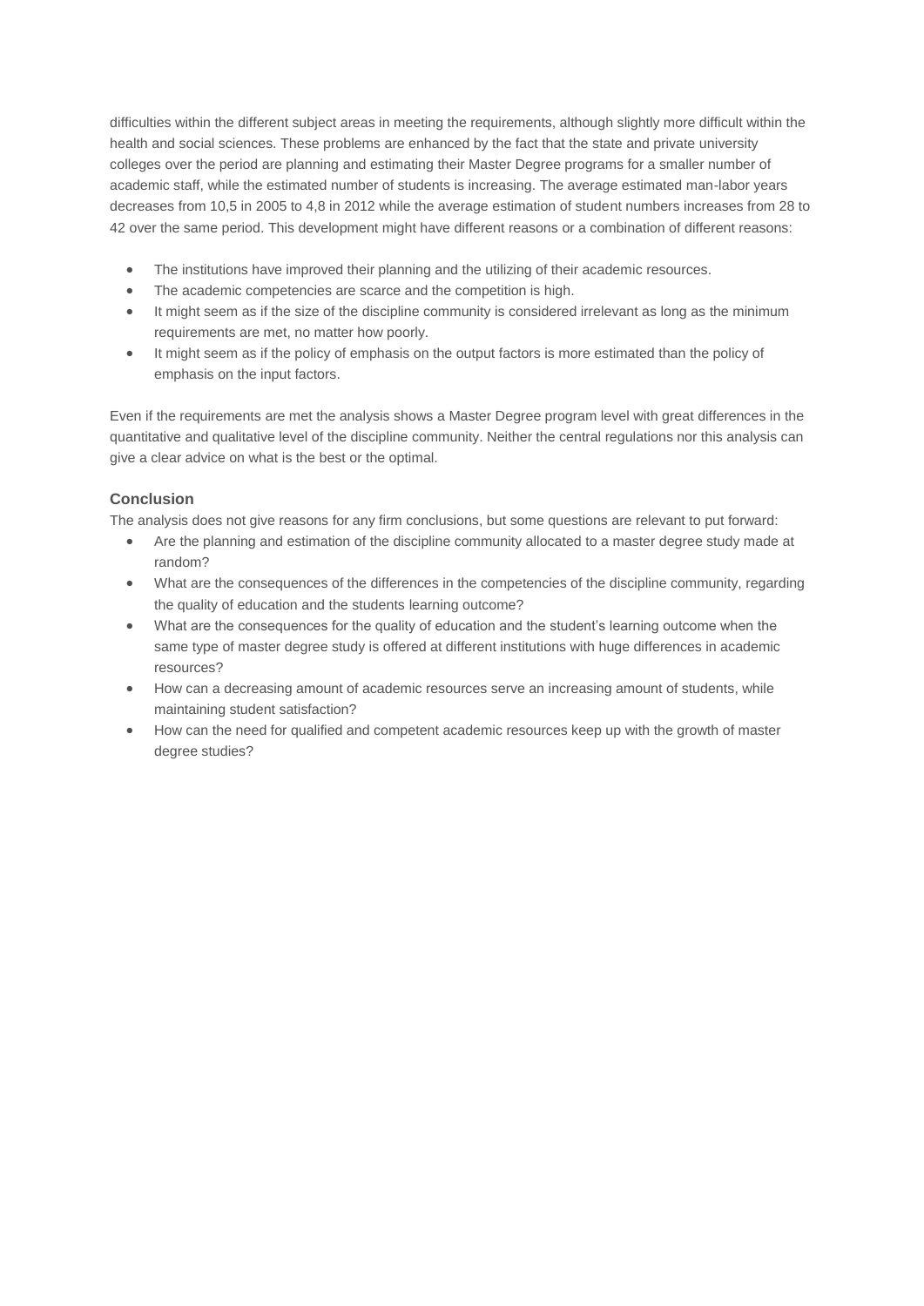difficulties within the different subject areas in meeting the requirements, although slightly more difficult within the health and social sciences. These problems are enhanced by the fact that the state and private university colleges over the period are planning and estimating their Master Degree programs for a smaller number of academic staff, while the estimated number of students is increasing. The average estimated man-labor years decreases from 10,5 in 2005 to 4,8 in 2012 while the average estimation of student numbers increases from 28 to 42 over the same period. This development might have different reasons or a combination of different reasons:

- The institutions have improved their planning and the utilizing of their academic resources.
- The academic competencies are scarce and the competition is high.
- It might seem as if the size of the discipline community is considered irrelevant as long as the minimum requirements are met, no matter how poorly.
- It might seem as if the policy of emphasis on the output factors is more estimated than the policy of emphasis on the input factors.

Even if the requirements are met the analysis shows a Master Degree program level with great differences in the quantitative and qualitative level of the discipline community. Neither the central regulations nor this analysis can give a clear advice on what is the best or the optimal.

### Conclusion

The analysis does not give reasons for any firm conclusions, but some questions are relevant to put forward:

- Are the planning and estimation of the discipline community allocated to a master degree study made at random?
- What are the consequences of the differences in the competencies of the discipline community, regarding the quality of education and the students learning outcome?
- What are the consequences for the quality of education and the student's learning outcome when the same type of master degree study is offered at different institutions with huge differences in academic resources?
- How can a decreasing amount of academic resources serve an increasing amount of students, while maintaining student satisfaction?
- How can the need for qualified and competent academic resources keep up with the growth of master degree studies?